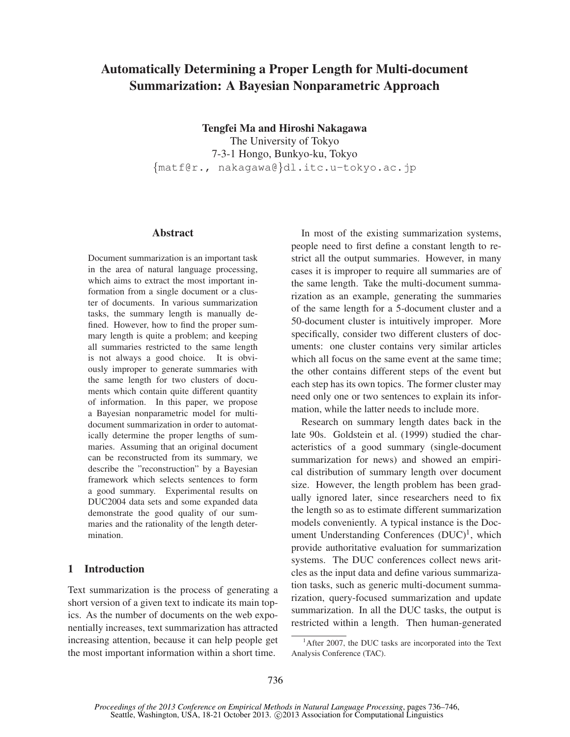# Automatically Determining a Proper Length for Multi-document Summarization: A Bayesian Nonparametric Approach

**Tengfei Ma and Hiroshi Nakagawa**
The University of Tokyo
7-3-1 Hongo, Bunkyo-ku, Tokyo
{matf@r., nakagawa@}dl.itc.u-tokyo.ac.jp

## Abstract

Document summarization is an important task in the area of natural language processing, which aims to extract the most important information from a single document or a cluster of documents. In various summarization tasks, the summary length is manually defined. However, how to find the proper summary length is quite a problem; and keeping all summaries restricted to the same length is not always a good choice. It is obviously improper to generate summaries with the same length for two clusters of documents which contain quite different quantity of information. In this paper, we propose a Bayesian nonparametric model for multi-document summarization in order to automatically determine the proper lengths of summaries. Assuming that an original document can be reconstructed from its summary, we describe the "reconstruction" by a Bayesian framework which selects sentences to form a good summary. Experimental results on DUC2004 data sets and some expanded data demonstrate the good quality of our summaries and the rationality of the length determination.

## 1 Introduction

Text summarization is the process of generating a short version of a given text to indicate its main topics. As the number of documents on the web exponentially increases, text summarization has attracted increasing attention, because it can help people get the most important information within a short time.

In most of the existing summarization systems, people need to first define a constant length to restrict all the output summaries. However, in many cases it is improper to require all summaries are of the same length. Take the multi-document summarization as an example, generating the summaries of the same length for a 5-document cluster and a 50-document cluster is intuitively improper. More specifically, consider two different clusters of documents: one cluster contains very similar articles which all focus on the same event at the same time; the other contains different steps of the event but each step has its own topics. The former cluster may need only one or two sentences to explain its information, while the latter needs to include more.

Research on summary length dates back in the late 90s. Goldstein et al. (1999) studied the characteristics of a good summary (single-document summarization for news) and showed an empirical distribution of summary length over document size. However, the length problem has been gradually ignored later, since researchers need to fix the length so as to estimate different summarization models conveniently. A typical instance is the Document Understanding Conferences (DUC)[1], which provide authoritative evaluation for summarization systems. The DUC conferences collect news articles as the input data and define various summarization tasks, such as generic multi-document summarization, query-focused summarization and update summarization. In all the DUC tasks, the output is restricted within a length. Then human-generated

[1] After 2007, the DUC tasks are incorporated into the Text Analysis Conference (TAC).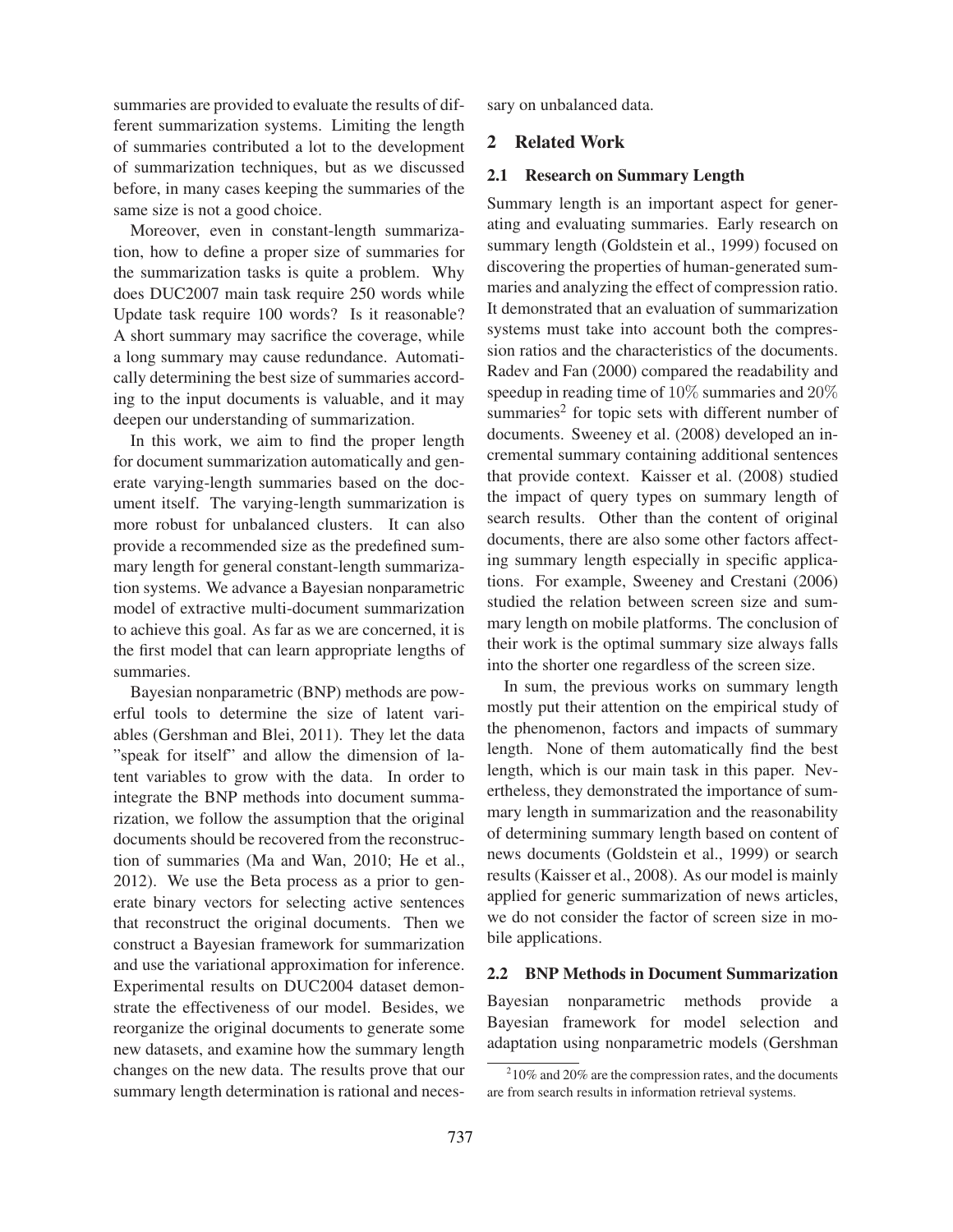summaries are provided to evaluate the results of different summarization systems. Limiting the length of summaries contributed a lot to the development of summarization techniques, but as we discussed before, in many cases keeping the summaries of the same size is not a good choice.

Moreover, even in constant-length summarization, how to define a proper size of summaries for the summarization tasks is quite a problem. Why does DUC2007 main task require 250 words while Update task require 100 words? Is it reasonable? A short summary may sacrifice the coverage, while a long summary may cause redundance. Automatically determining the best size of summaries according to the input documents is valuable, and it may deepen our understanding of summarization.

In this work, we aim to find the proper length for document summarization automatically and generate varying-length summaries based on the document itself. The varying-length summarization is more robust for unbalanced clusters. It can also provide a recommended size as the predefined summary length for general constant-length summarization systems. We advance a Bayesian nonparametric model of extractive multi-document summarization to achieve this goal. As far as we are concerned, it is the first model that can learn appropriate lengths of summaries.

Bayesian nonparametric (BNP) methods are powerful tools to determine the size of latent variables (Gershman and Blei, 2011). They let the data "speak for itself" and allow the dimension of latent variables to grow with the data. In order to integrate the BNP methods into document summarization, we follow the assumption that the original documents should be recovered from the reconstruction of summaries (Ma and Wan, 2010; He et al., 2012). We use the Beta process as a prior to generate binary vectors for selecting active sentences that reconstruct the original documents. Then we construct a Bayesian framework for summarization and use the variational approximation for inference. Experimental results on DUC2004 dataset demonstrate the effectiveness of our model. Besides, we reorganize the original documents to generate some new datasets, and examine how the summary length changes on the new data. The results prove that our summary length determination is rational and necessary on unbalanced data.

## 2 Related Work

### 2.1 Research on Summary Length

Summary length is an important aspect for generating and evaluating summaries. Early research on summary length (Goldstein et al., 1999) focused on discovering the properties of human-generated summaries and analyzing the effect of compression ratio. It demonstrated that an evaluation of summarization systems must take into account both the compression ratios and the characteristics of the documents. Radev and Fan (2000) compared the readability and speedup in reading time of $10\%$ summaries and $20\%$ summaries[2] for topic sets with different number of documents. Sweeney et al. (2008) developed an incremental summary containing additional sentences that provide context. Kaisser et al. (2008) studied the impact of query types on summary length of search results. Other than the content of original documents, there are also some other factors affecting summary length especially in specific applications. For example, Sweeney and Crestani (2006) studied the relation between screen size and summary length on mobile platforms. The conclusion of their work is the optimal summary size always falls into the shorter one regardless of the screen size.

In sum, the previous works on summary length mostly put their attention on the empirical study of the phenomenon, factors and impacts of summary length. None of them automatically find the best length, which is our main task in this paper. Nevertheless, they demonstrated the importance of summary length in summarization and the reasonability of determining summary length based on content of news documents (Goldstein et al., 1999) or search results (Kaisser et al., 2008). As our model is mainly applied for generic summarization of news articles, we do not consider the factor of screen size in mobile applications.

### 2.2 BNP Methods in Document Summarization

Bayesian nonparametric methods provide a Bayesian framework for model selection and adaptation using nonparametric models (Gershman

[2] 10% and 20% are the compression rates, and the documents are from search results in information retrieval systems.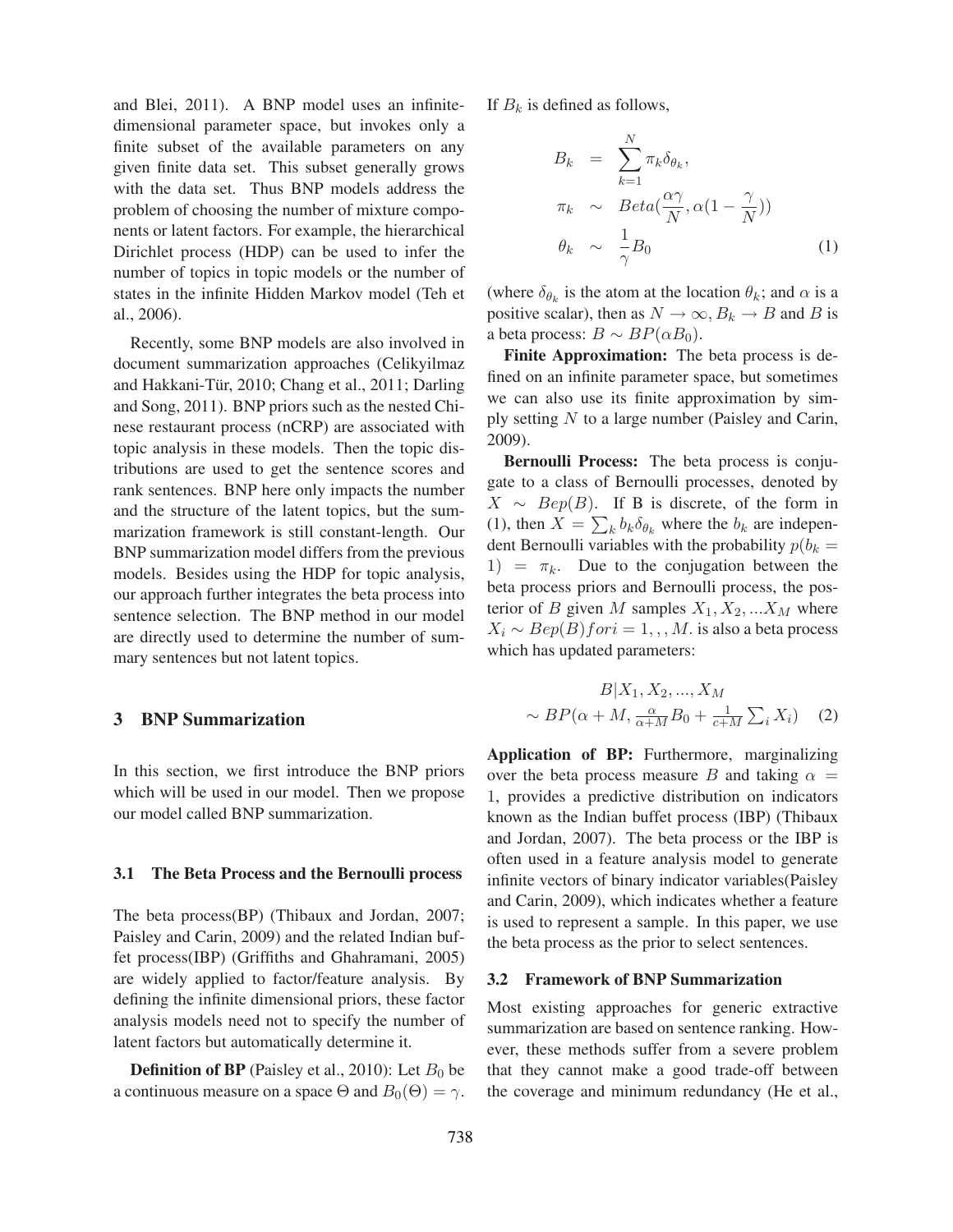and Blei, 2011). A BNP model uses an infinite-dimensional parameter space, but invokes only a finite subset of the available parameters on any given finite data set. This subset generally grows with the data set. Thus BNP models address the problem of choosing the number of mixture components or latent factors. For example, the hierarchical Dirichlet process (HDP) can be used to infer the number of topics in topic models or the number of states in the infinite Hidden Markov model (Teh et al., 2006).

Recently, some BNP models are also involved in document summarization approaches (Celikyilmaz and Hakkani-Tür, 2010; Chang et al., 2011; Darling and Song, 2011). BNP priors such as the nested Chinese restaurant process (nCRP) are associated with topic analysis in these models. Then the topic distributions are used to get the sentence scores and rank sentences. BNP here only impacts the number and the structure of the latent topics, but the summarization framework is still constant-length. Our BNP summarization model differs from the previous models. Besides using the HDP for topic analysis, our approach further integrates the beta process into sentence selection. The BNP method in our model are directly used to determine the number of summary sentences but not latent topics.

## 3 BNP Summarization

In this section, we first introduce the BNP priors which will be used in our model. Then we propose our model called BNP summarization.

### 3.1 The Beta Process and the Bernoulli process

The beta process(BP) (Thibaux and Jordan, 2007; Paisley and Carin, 2009) and the related Indian buffet process(IBP) (Griffiths and Ghahramani, 2005) are widely applied to factor/feature analysis. By defining the infinite dimensional priors, these factor analysis models need not to specify the number of latent factors but automatically determine it.

**Definition of BP** (Paisley et al., 2010): Let $B_0$ be a continuous measure on a space $\Theta$ and $B_0(\Theta) = \gamma$. If $B_k$ is defined as follows,

$$
\begin{aligned}
B_k &= \sum_{k=1}^{N} \pi_k \delta_{\theta_k}, \\
\pi_k &\sim Beta(\frac{\alpha\gamma}{N}, \alpha(1 - \frac{\gamma}{N})) \\
\theta_k &\sim \frac{1}{\gamma} B_0
\end{aligned}
\quad (1)
$$

(where $\delta_{\theta_k}$ is the atom at the location $\theta_k$; and $\alpha$ is a positive scalar), then as $N \to \infty$, $B_k \to B$ and $B$ is a beta process: $B \sim BP(\alpha B_0)$.

**Finite Approximation:** The beta process is defined on an infinite parameter space, but sometimes we can also use its finite approximation by simply setting $N$ to a large number (Paisley and Carin, 2009).

**Bernoulli Process:** The beta process is conjugate to a class of Bernoulli processes, denoted by $X \sim Bep(B)$. If B is discrete, of the form in (1), then $X = \sum_k b_k \delta_{\theta_k}$ where the $b_k$ are independent Bernoulli variables with the probability $p(b_k = 1) = \pi_k$. Due to the conjugation between the beta process priors and Bernoulli process, the posterior of $B$ given $M$ samples $X_1, X_2, ...X_M$ where $X_i \sim Bep(B) for i = 1,,, M$. is also a beta process which has updated parameters:

$$
\begin{aligned}
&B|X_1, X_2, ..., X_M \\
&\sim BP(\alpha + M, \tfrac{\alpha}{\alpha+M} B_0 + \tfrac{1}{c+M} \textstyle\sum_i X_i)
\end{aligned}
\quad (2)
$$

**Application of BP:** Furthermore, marginalizing over the beta process measure $B$ and taking $\alpha = 1$, provides a predictive distribution on indicators known as the Indian buffet process (IBP) (Thibaux and Jordan, 2007). The beta process or the IBP is often used in a feature analysis model to generate infinite vectors of binary indicator variables(Paisley and Carin, 2009), which indicates whether a feature is used to represent a sample. In this paper, we use the beta process as the prior to select sentences.

### 3.2 Framework of BNP Summarization

Most existing approaches for generic extractive summarization are based on sentence ranking. However, these methods suffer from a severe problem that they cannot make a good trade-off between the coverage and minimum redundancy (He et al.,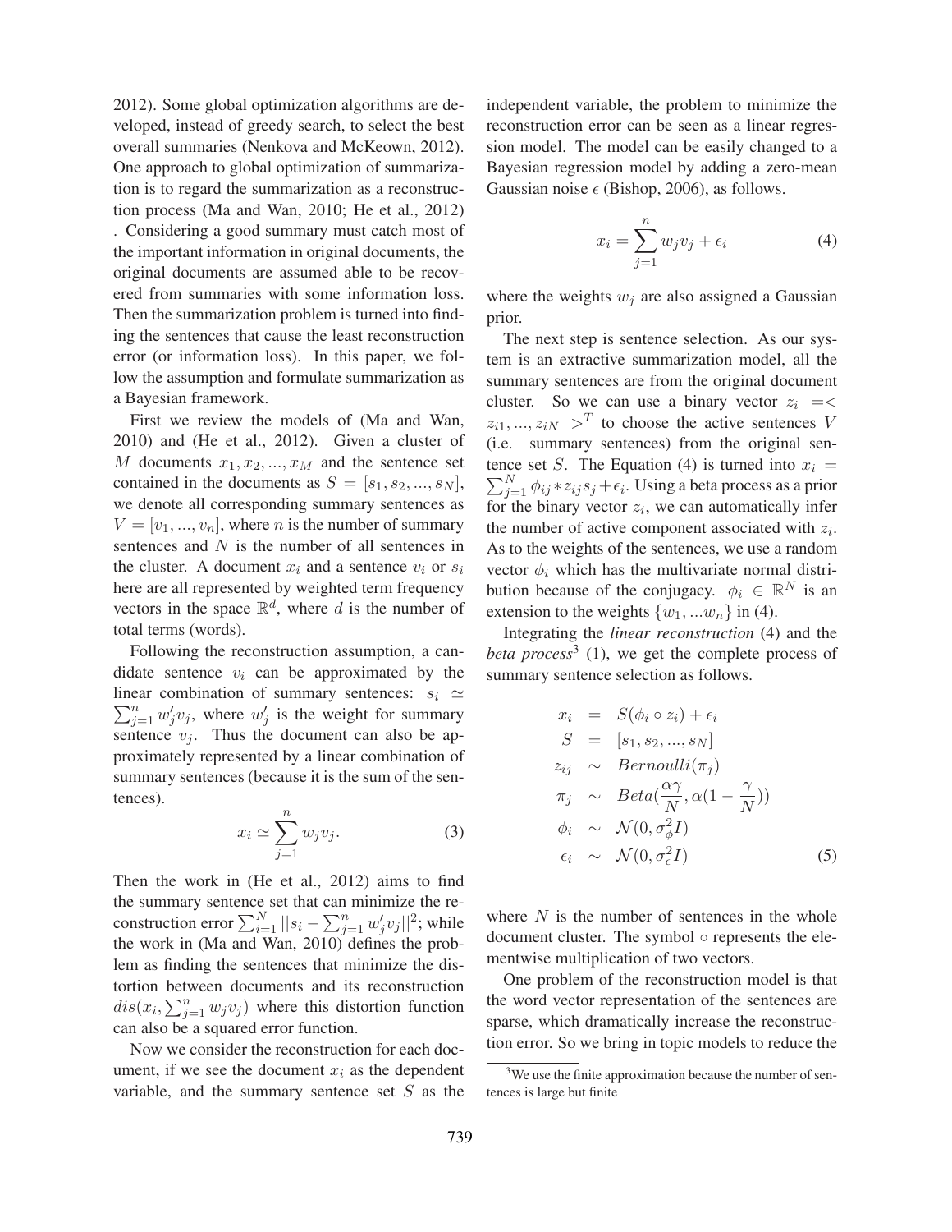2012). Some global optimization algorithms are developed, instead of greedy search, to select the best overall summaries (Nenkova and McKeown, 2012). One approach to global optimization of summarization is to regard the summarization as a reconstruction process (Ma and Wan, 2010; He et al., 2012) . Considering a good summary must catch most of the important information in original documents, the original documents are assumed able to be recovered from summaries with some information loss. Then the summarization problem is turned into finding the sentences that cause the least reconstruction error (or information loss). In this paper, we follow the assumption and formulate summarization as a Bayesian framework.

First we review the models of (Ma and Wan, 2010) and (He et al., 2012). Given a cluster of $M$ documents $x_1, x_2, ..., x_M$ and the sentence set contained in the documents as $S = [s_1, s_2, ..., s_N]$, we denote all corresponding summary sentences as $V = [v_1, ..., v_n]$, where $n$ is the number of summary sentences and $N$ is the number of all sentences in the cluster. A document $x_i$ and a sentence $v_i$ or $s_i$ here are all represented by weighted term frequency vectors in the space $\mathbb{R}^d$, where $d$ is the number of total terms (words).

Following the reconstruction assumption, a candidate sentence $v_i$ can be approximated by the linear combination of summary sentences: $s_i \simeq \sum_{j=1}^{n} w'_j v_j$, where $w'_j$ is the weight for summary sentence $v_j$. Thus the document can also be approximately represented by a linear combination of summary sentences (because it is the sum of the sentences).

$$x_i \simeq \sum_{j=1}^{n} w_j v_j. \tag{3}$$

Then the work in (He et al., 2012) aims to find the summary sentence set that can minimize the reconstruction error $\sum_{i=1}^{N} ||s_i - \sum_{j=1}^{n} w'_j v_j||^2$; while the work in (Ma and Wan, 2010) defines the problem as finding the sentences that minimize the distortion between documents and its reconstruction $dis(x_i, \sum_{j=1}^{n} w_j v_j)$ where this distortion function can also be a squared error function.

Now we consider the reconstruction for each document, if we see the document $x_i$ as the dependent variable, and the summary sentence set $S$ as the independent variable, the problem to minimize the reconstruction error can be seen as a linear regression model. The model can be easily changed to a Bayesian regression model by adding a zero-mean Gaussian noise $\epsilon$ (Bishop, 2006), as follows.

$$x_i = \sum_{j=1}^{n} w_j v_j + \epsilon_i \tag{4}$$

where the weights $w_j$ are also assigned a Gaussian prior.

The next step is sentence selection. As our system is an extractive summarization model, all the summary sentences are from the original document cluster. So we can use a binary vector $z_i = < z_{i1}, ..., z_{iN} >^T$ to choose the active sentences $V$ (i.e. summary sentences) from the original sentence set $S$. The Equation (4) is turned into $x_i = \sum_{j=1}^{N} \phi_{ij} * z_{ij} s_j + \epsilon_i$. Using a beta process as a prior for the binary vector $z_i$, we can automatically infer the number of active component associated with $z_i$. As to the weights of the sentences, we use a random vector $\phi_i$ which has the multivariate normal distribution because of the conjugacy. $\phi_i \in \mathbb{R}^N$ is an extension to the weights $\{w_1, ...w_n\}$ in (4).

Integrating the *linear reconstruction* (4) and the *beta process*[3] (1), we get the complete process of summary sentence selection as follows.

$$\begin{aligned}
x_i &= S(\phi_i \circ z_i) + \epsilon_i \\
S &= [s_1, s_2, ..., s_N] \\
z_{ij} &\sim Bernoulli(\pi_j) \\
\pi_j &\sim Beta(\frac{\alpha\gamma}{N}, \alpha(1 - \frac{\gamma}{N})) \\
\phi_i &\sim \mathcal{N}(0, \sigma_\phi^2 I) \\
\epsilon_i &\sim \mathcal{N}(0, \sigma_\epsilon^2 I)
\end{aligned} \tag{5}$$

where $N$ is the number of sentences in the whole document cluster. The symbol $\circ$ represents the elementwise multiplication of two vectors.

One problem of the reconstruction model is that the word vector representation of the sentences are sparse, which dramatically increase the reconstruction error. So we bring in topic models to reduce the

[3] We use the finite approximation because the number of sentences is large but finite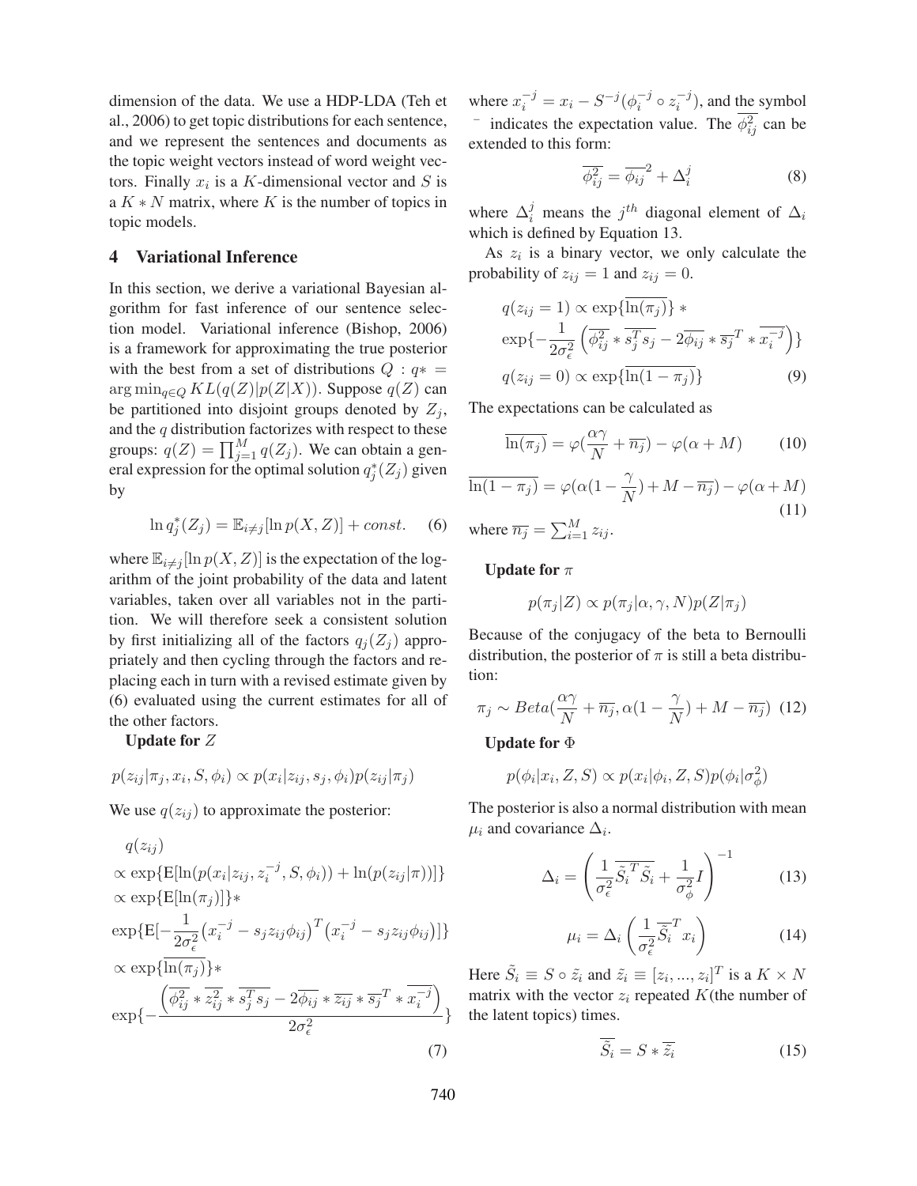dimension of the data. We use a HDP-LDA (Teh et al., 2006) to get topic distributions for each sentence, and we represent the sentences and documents as the topic weight vectors instead of word weight vectors. Finally $x_i$ is a $K$-dimensional vector and $S$ is a $K * N$ matrix, where $K$ is the number of topics in topic models.

## 4 Variational Inference

In this section, we derive a variational Bayesian algorithm for fast inference of our sentence selection model. Variational inference (Bishop, 2006) is a framework for approximating the true posterior with the best from a set of distributions $Q$ : $q* = \arg\min_{q \in Q} KL(q(Z)|p(Z|X))$. Suppose $q(Z)$ can be partitioned into disjoint groups denoted by $Z_j$, and the $q$ distribution factorizes with respect to these groups: $q(Z) = \prod_{j=1}^{M} q(Z_j)$. We can obtain a general expression for the optimal solution $q_j^*(Z_j)$ given by

$$\ln q_j^*(Z_j) = \mathbb{E}_{i \neq j}[\ln p(X, Z)] + const. \quad (6)$$

where $\mathbb{E}_{i \neq j}[\ln p(X, Z)]$ is the expectation of the logarithm of the joint probability of the data and latent variables, taken over all variables not in the partition. We will therefore seek a consistent solution by first initializing all of the factors $q_j(Z_j)$ appropriately and then cycling through the factors and replacing each in turn with a revised estimate given by (6) evaluated using the current estimates for all of the other factors.

**Update for $Z$**

$$p(z_{ij}|\pi_j, x_i, S, \phi_i) \propto p(x_i|z_{ij}, s_j, \phi_i)p(z_{ij}|\pi_j)$$

We use $q(z_{ij})$ to approximate the posterior:

$$\begin{aligned}
& q(z_{ij}) \\
& \propto \exp\{\mathrm{E}[\ln(p(x_i|z_{ij}, z_i^{-j}, S, \phi_i)) + \ln(p(z_{ij}|\pi))]\} \\
& \propto \exp\{\mathrm{E}[\ln(\pi_j)]\} * \\
& \exp\{\mathrm{E}[-\frac{1}{2\sigma_\epsilon^2}\big(x_i^{-j} - s_j z_{ij}\phi_{ij}\big)^T\big(x_i^{-j} - s_j z_{ij}\phi_{ij}\big)]\} \\
& \propto \exp\{\overline{\ln(\pi_j)}\} * \\
& \exp\{-\frac{\left(\overline{\phi_{ij}^2} * \overline{z_{ij}^2} * \overline{s_j^T s_j} - 2\overline{\phi_{ij}} * \overline{z_{ij}} * \overline{s_j}^T * \overline{x_i^{-j}}\right)}{2\sigma_\epsilon^2}\}
\end{aligned} \quad (7)$$

where $x_i^{-j} = x_i - S^{-j}(\phi_i^{-j} \circ z_i^{-j})$, and the symbol $\bar{\ }$ indicates the expectation value. The $\overline{\phi_{ij}^2}$ can be extended to this form:

$$\overline{\phi_{ij}^2} = \overline{\phi_{ij}}^2 + \Delta_i^j \quad (8)$$

where $\Delta_i^j$ means the $j^{th}$ diagonal element of $\Delta_i$ which is defined by Equation 13.

As $z_i$ is a binary vector, we only calculate the probability of $z_{ij} = 1$ and $z_{ij} = 0$.

$$\begin{aligned}
& q(z_{ij} = 1) \propto \exp\{\overline{\ln(\pi_j)}\} * \\
& \exp\{-\frac{1}{2\sigma_\epsilon^2}\left(\overline{\phi_{ij}^2} * \overline{s_j^T s_j} - 2\overline{\phi_{ij}} * \overline{s_j}^T * \overline{x_i^{-j}}\right)\} \\
& q(z_{ij} = 0) \propto \exp\{\overline{\ln(1 - \pi_j)}\}
\end{aligned} \quad (9)$$

The expectations can be calculated as

$$\overline{\ln(\pi_j)} = \varphi(\frac{\alpha\gamma}{N} + \overline{n_j}) - \varphi(\alpha + M) \quad (10)$$

$$\overline{\ln(1 - \pi_j)} = \varphi(\alpha(1 - \frac{\gamma}{N}) + M - \overline{n_j}) - \varphi(\alpha + M) \quad (11)$$

where $\overline{n_j} = \sum_{i=1}^{M} z_{ij}$.

**Update for $\pi$**

$$p(\pi_j|Z) \propto p(\pi_j|\alpha, \gamma, N)p(Z|\pi_j)$$

Because of the conjugacy of the beta to Bernoulli distribution, the posterior of $\pi$ is still a beta distribution:

$$\pi_j \sim Beta(\frac{\alpha\gamma}{N} + \overline{n_j}, \alpha(1 - \frac{\gamma}{N}) + M - \overline{n_j}) \quad (12)$$

**Update for $\Phi$**

$$p(\phi_i|x_i, Z, S) \propto p(x_i|\phi_i, Z, S)p(\phi_i|\sigma_\phi^2)$$

The posterior is also a normal distribution with mean $\mu_i$ and covariance $\Delta_i$.

$$\Delta_i = \left(\frac{1}{\sigma_\epsilon^2}\overline{\tilde{S}_i^T \tilde{S}_i} + \frac{1}{\sigma_\phi^2}I\right)^{-1} \quad (13)$$

$$\mu_i = \Delta_i\left(\frac{1}{\sigma_\epsilon^2}\overline{\tilde{S}_i}^T x_i\right) \quad (14)$$

Here $\tilde{S}_i \equiv S \circ \tilde{z}_i$ and $\tilde{z}_i \equiv [z_i, ..., z_i]^T$ is a $K \times N$ matrix with the vector $z_i$ repeated $K$(the number of the latent topics) times.

$$\overline{\tilde{S}_i} = S * \overline{\tilde{z}_i} \quad (15)$$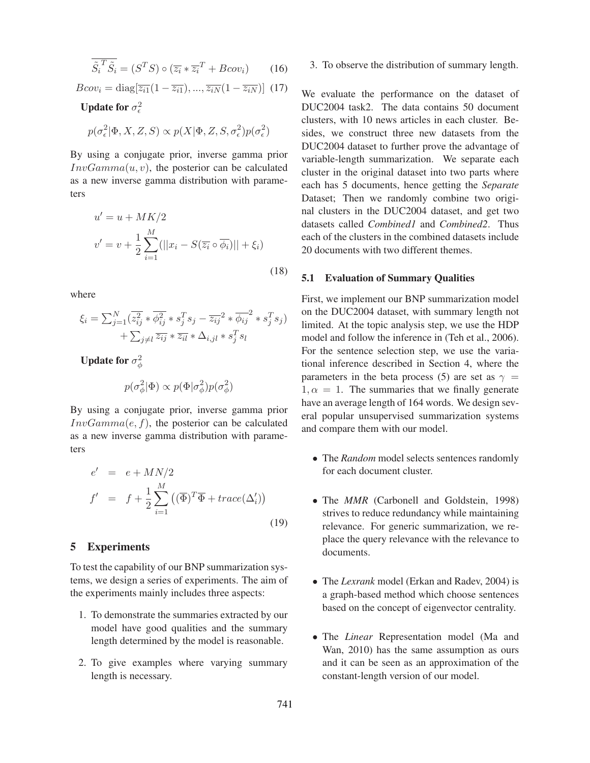$$\overline{\tilde{S}_i^T \tilde{S}_i} = (S^T S) \circ (\overline{z_i} * \overline{z_i}^T + Bcov_i) \quad (16)$$

$$Bcov_i = \text{diag}[\overline{z_{i1}}(1 - \overline{z_{i1}}), ..., \overline{z_{iN}}(1 - \overline{z_{iN}})] \quad (17)$$

**Update for $\sigma_\epsilon^2$**

$$p(\sigma_\epsilon^2 | \Phi, X, Z, S) \propto p(X|\Phi, Z, S, \sigma_\epsilon^2) p(\sigma_\epsilon^2)$$

By using a conjugate prior, inverse gamma prior $InvGamma(u, v)$, the posterior can be calculated as a new inverse gamma distribution with parameters

$$\begin{aligned} u' &= u + MK/2 \\ v' &= v + \frac{1}{2} \sum_{i=1}^{M} (||x_i - S(\overline{z_i} \circ \overline{\phi_i})|| + \xi_i) \end{aligned} \quad (18)$$

where

$$\xi_i = \sum_{j=1}^{N} (\overline{z_{ij}^2} * \overline{\phi_{ij}^2} * s_j^T s_j - \overline{z_{ij}}^2 * \overline{\phi_{ij}}^2 * s_j^T s_j) + \sum_{j \neq l} \overline{z_{ij}} * \overline{z_{il}} * \Delta_{i,jl} * s_j^T s_l$$

**Update for $\sigma_\phi^2$**

$$p(\sigma_\phi^2 | \Phi) \propto p(\Phi | \sigma_\phi^2) p(\sigma_\phi^2)$$

By using a conjugate prior, inverse gamma prior $InvGamma(e, f)$, the posterior can be calculated as a new inverse gamma distribution with parameters

$$\begin{aligned} e' &= e + MN/2 \\ f' &= f + \frac{1}{2} \sum_{i=1}^{M} \left( (\overline{\Phi})^T \overline{\Phi} + trace(\Delta_i') \right) \end{aligned} \quad (19)$$

## 5 Experiments

To test the capability of our BNP summarization systems, we design a series of experiments. The aim of the experiments mainly includes three aspects:

1. To demonstrate the summaries extracted by our model have good qualities and the summary length determined by the model is reasonable.
2. To give examples where varying summary length is necessary.
3. To observe the distribution of summary length.

We evaluate the performance on the dataset of DUC2004 task2. The data contains 50 document clusters, with 10 news articles in each cluster. Besides, we construct three new datasets from the DUC2004 dataset to further prove the advantage of variable-length summarization. We separate each cluster in the original dataset into two parts where each has 5 documents, hence getting the *Separate* Dataset; Then we randomly combine two original clusters in the DUC2004 dataset, and get two datasets called *Combined1* and *Combined2*. Thus each of the clusters in the combined datasets include 20 documents with two different themes.

### 5.1 Evaluation of Summary Qualities

First, we implement our BNP summarization model on the DUC2004 dataset, with summary length not limited. At the topic analysis step, we use the HDP model and follow the inference in (Teh et al., 2006). For the sentence selection step, we use the variational inference described in Section 4, where the parameters in the beta process (5) are set as $\gamma = 1, \alpha = 1$. The summaries that we finally generate have an average length of 164 words. We design several popular unsupervised summarization systems and compare them with our model.

- The *Random* model selects sentences randomly for each document cluster.
- The *MMR* (Carbonell and Goldstein, 1998) strives to reduce redundancy while maintaining relevance. For generic summarization, we replace the query relevance with the relevance to documents.
- The *Lexrank* model (Erkan and Radev, 2004) is a graph-based method which choose sentences based on the concept of eigenvector centrality.
- The *Linear* Representation model (Ma and Wan, 2010) has the same assumption as ours and it can be seen as an approximation of the constant-length version of our model.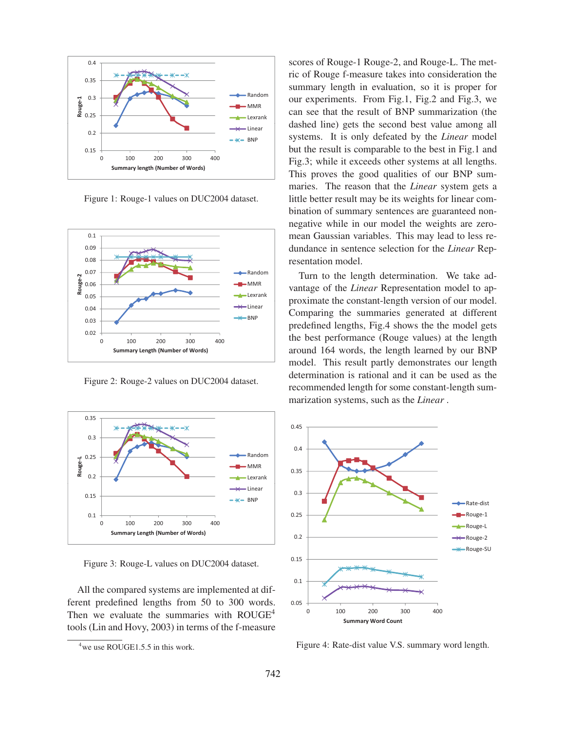Figure 1: Rouge-1 values on DUC2004 dataset.

Figure 2: Rouge-2 values on DUC2004 dataset.

Figure 3: Rouge-L values on DUC2004 dataset.

All the compared systems are implemented at different predefined lengths from 50 to 300 words. Then we evaluate the summaries with ROUGE[4] tools (Lin and Hovy, 2003) in terms of the f-measure scores of Rouge-1 Rouge-2, and Rouge-L. The metric of Rouge f-measure takes into consideration the summary length in evaluation, so it is proper for our experiments. From Fig.1, Fig.2 and Fig.3, we can see that the result of BNP summarization (the dashed line) gets the second best value among all systems. It is only defeated by the *Linear* model but the result is comparable to the best in Fig.1 and Fig.3; while it exceeds other systems at all lengths. This proves the good qualities of our BNP summaries. The reason that the *Linear* system gets a little better result may be its weights for linear combination of summary sentences are guaranteed non-negative while in our model the weights are zero-mean Gaussian variables. This may lead to less redundance in sentence selection for the *Linear* Representation model.

Turn to the length determination. We take advantage of the *Linear* Representation model to approximate the constant-length version of our model. Comparing the summaries generated at different predefined lengths, Fig.4 shows the the model gets the best performance (Rouge values) at the length around 164 words, the length learned by our BNP model. This result partly demonstrates our length determination is rational and it can be used as the recommended length for some constant-length summarization systems, such as the *Linear* .

Figure 4: Rate-dist value V.S. summary word length.

[4] we use ROUGE1.5.5 in this work.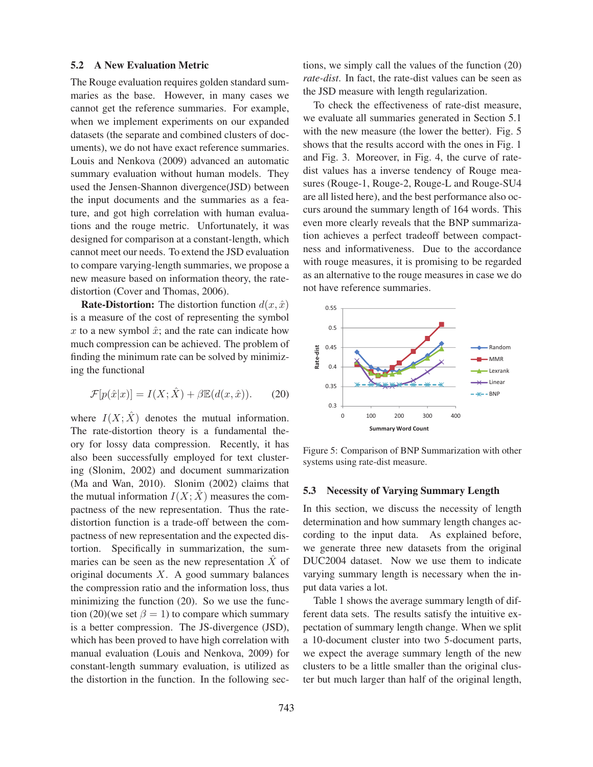### 5.2 A New Evaluation Metric

The Rouge evaluation requires golden standard summaries as the base. However, in many cases we cannot get the reference summaries. For example, when we implement experiments on our expanded datasets (the separate and combined clusters of documents), we do not have exact reference summaries. Louis and Nenkova (2009) advanced an automatic summary evaluation without human models. They used the Jensen-Shannon divergence(JSD) between the input documents and the summaries as a feature, and got high correlation with human evaluations and the rouge metric. Unfortunately, it was designed for comparison at a constant-length, which cannot meet our needs. To extend the JSD evaluation to compare varying-length summaries, we propose a new measure based on information theory, the rate-distortion (Cover and Thomas, 2006).

**Rate-Distortion:** The distortion function $d(x, \hat{x})$ is a measure of the cost of representing the symbol $x$ to a new symbol $\hat{x}$; and the rate can indicate how much compression can be achieved. The problem of finding the minimum rate can be solved by minimizing the functional

$$\mathcal{F}[p(\hat{x}|x)] = I(X; \hat{X}) + \beta\mathbb{E}(d(x, \hat{x})). \quad (20)$$

where $I(X; \hat{X})$ denotes the mutual information. The rate-distortion theory is a fundamental theory for lossy data compression. Recently, it has also been successfully employed for text clustering (Slonim, 2002) and document summarization (Ma and Wan, 2010). Slonim (2002) claims that the mutual information $I(X; \hat{X})$ measures the compactness of the new representation. Thus the rate-distortion function is a trade-off between the compactness of new representation and the expected distortion. Specifically in summarization, the summaries can be seen as the new representation $\hat{X}$ of original documents $X$. A good summary balances the compression ratio and the information loss, thus minimizing the function (20). So we use the function (20)(we set $\beta = 1$) to compare which summary is a better compression. The JS-divergence (JSD), which has been proved to have high correlation with manual evaluation (Louis and Nenkova, 2009) for constant-length summary evaluation, is utilized as the distortion in the function. In the following sections, we simply call the values of the function (20) *rate-dist*. In fact, the rate-dist values can be seen as the JSD measure with length regularization.

To check the effectiveness of rate-dist measure, we evaluate all summaries generated in Section 5.1 with the new measure (the lower the better). Fig. 5 shows that the results accord with the ones in Fig. 1 and Fig. 3. Moreover, in Fig. 4, the curve of rate-dist values has a inverse tendency of Rouge measures (Rouge-1, Rouge-2, Rouge-L and Rouge-SU4 are all listed here), and the best performance also occurs around the summary length of 164 words. This even more clearly reveals that the BNP summarization achieves a perfect tradeoff between compactness and informativeness. Due to the accordance with rouge measures, it is promising to be regarded as an alternative to the rouge measures in case we do not have reference summaries.

Figure 5: Comparison of BNP Summarization with other systems using rate-dist measure.

### 5.3 Necessity of Varying Summary Length

In this section, we discuss the necessity of length determination and how summary length changes according to the input data. As explained before, we generate three new datasets from the original DUC2004 dataset. Now we use them to indicate varying summary length is necessary when the input data varies a lot.

Table 1 shows the average summary length of different data sets. The results satisfy the intuitive expectation of summary length change. When we split a 10-document cluster into two 5-document parts, we expect the average summary length of the new clusters to be a little smaller than the original cluster but much larger than half of the original length,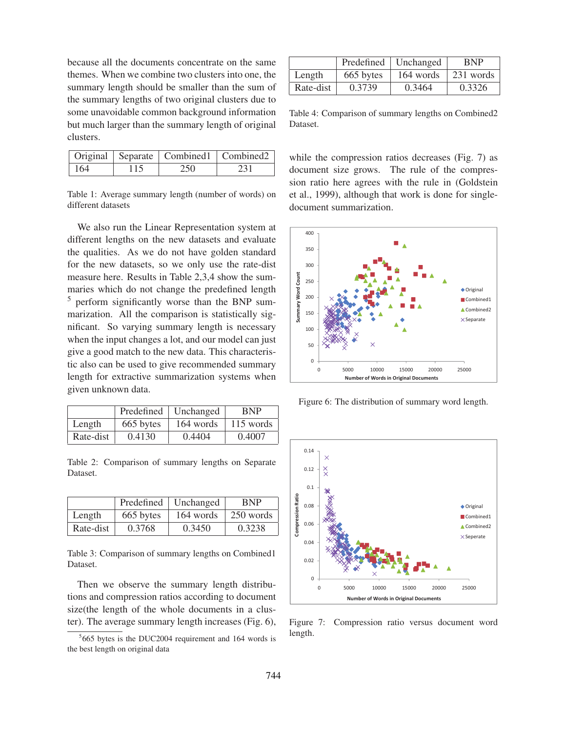because all the documents concentrate on the same themes. When we combine two clusters into one, the summary length should be smaller than the sum of the summary lengths of two original clusters due to some unavoidable common background information but much larger than the summary length of original clusters.

| Original | Separate | Combined1 | Combined2 |
|---|---|---|---|
| 164 | 115 | 250 | 231 |

Table 1: Average summary length (number of words) on different datasets

We also run the Linear Representation system at different lengths on the new datasets and evaluate the qualities. As we do not have golden standard for the new datasets, so we only use the rate-dist measure here. Results in Table 2,3,4 show the summaries which do not change the predefined length [5] perform significantly worse than the BNP summarization. All the comparison is statistically significant. So varying summary length is necessary when the input changes a lot, and our model can just give a good match to the new data. This characteristic also can be used to give recommended summary length for extractive summarization systems when given unknown data.

| | Predefined | Unchanged | BNP |
|---|---|---|---|
| Length | 665 bytes | 164 words | 115 words |
| Rate-dist | 0.4130 | 0.4404 | 0.4007 |

Table 2: Comparison of summary lengths on Separate Dataset.

| | Predefined | Unchanged | BNP |
|---|---|---|---|
| Length | 665 bytes | 164 words | 250 words |
| Rate-dist | 0.3768 | 0.3450 | 0.3238 |

Table 3: Comparison of summary lengths on Combined1 Dataset.

Then we observe the summary length distributions and compression ratios according to document size(the length of the whole documents in a cluster). The average summary length increases (Fig. 6), while the compression ratios decreases (Fig. 7) as document size grows. The rule of the compression ratio here agrees with the rule in (Goldstein et al., 1999), although that work is done for single-document summarization.

| | Predefined | Unchanged | BNP |
|---|---|---|---|
| Length | 665 bytes | 164 words | 231 words |
| Rate-dist | 0.3739 | 0.3464 | 0.3326 |

Table 4: Comparison of summary lengths on Combined2 Dataset.

Figure 6: The distribution of summary word length.

Figure 7: Compression ratio versus document word length.

[5] 665 bytes is the DUC2004 requirement and 164 words is the best length on original data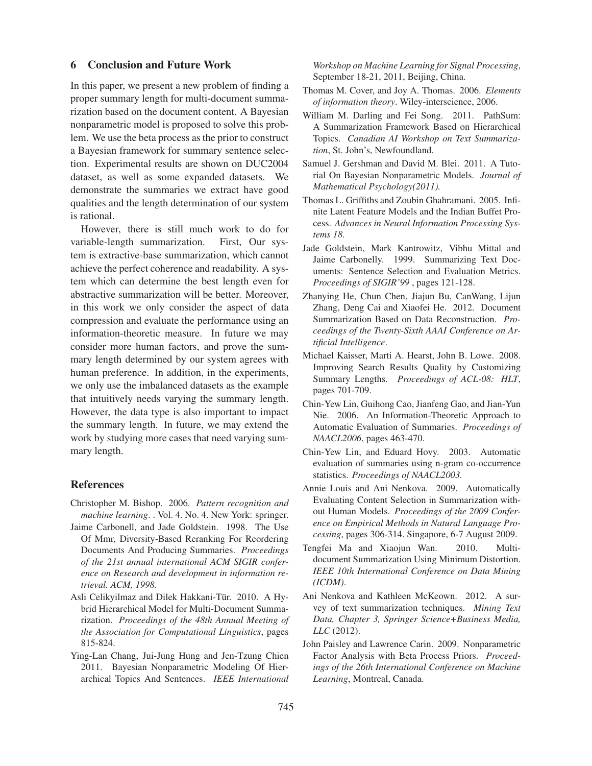## 6 Conclusion and Future Work

In this paper, we present a new problem of finding a proper summary length for multi-document summarization based on the document content. A Bayesian nonparametric model is proposed to solve this problem. We use the beta process as the prior to construct a Bayesian framework for summary sentence selection. Experimental results are shown on DUC2004 dataset, as well as some expanded datasets. We demonstrate the summaries we extract have good qualities and the length determination of our system is rational.

However, there is still much work to do for variable-length summarization. First, Our system is extractive-base summarization, which cannot achieve the perfect coherence and readability. A system which can determine the best length even for abstractive summarization will be better. Moreover, in this work we only consider the aspect of data compression and evaluate the performance using an information-theoretic measure. In future we may consider more human factors, and prove the summary length determined by our system agrees with human preference. In addition, in the experiments, we only use the imbalanced datasets as the example that intuitively needs varying the summary length. However, the data type is also important to impact the summary length. In future, we may extend the work by studying more cases that need varying summary length.

## References

Christopher M. Bishop. 2006. *Pattern recognition and machine learning*. . Vol. 4. No. 4. New York: springer.

Jaime Carbonell, and Jade Goldstein. 1998. The Use Of Mmr, Diversity-Based Reranking For Reordering Documents And Producing Summaries. *Proceedings of the 21st annual international ACM SIGIR conference on Research and development in information retrieval. ACM, 1998.*

Asli Celikyilmaz and Dilek Hakkani-Tür. 2010. A Hybrid Hierarchical Model for Multi-Document Summarization. *Proceedings of the 48th Annual Meeting of the Association for Computational Linguistics*, pages 815-824.

Ying-Lan Chang, Jui-Jung Hung and Jen-Tzung Chien 2011. Bayesian Nonparametric Modeling Of Hierarchical Topics And Sentences. *IEEE International Workshop on Machine Learning for Signal Processing*, September 18-21, 2011, Beijing, China.

Thomas M. Cover, and Joy A. Thomas. 2006. *Elements of information theory*. Wiley-interscience, 2006.

William M. Darling and Fei Song. 2011. PathSum: A Summarization Framework Based on Hierarchical Topics. *Canadian AI Workshop on Text Summarization*, St. John's, Newfoundland.

Samuel J. Gershman and David M. Blei. 2011. A Tutorial On Bayesian Nonparametric Models. *Journal of Mathematical Psychology(2011).*

Thomas L. Griffiths and Zoubin Ghahramani. 2005. Infinite Latent Feature Models and the Indian Buffet Process. *Advances in Neural Information Processing Systems 18.*

Jade Goldstein, Mark Kantrowitz, Vibhu Mittal and Jaime Carbonelly. 1999. Summarizing Text Documents: Sentence Selection and Evaluation Metrics. *Proceedings of SIGIR'99* , pages 121-128.

Zhanying He, Chun Chen, Jiajun Bu, CanWang, Lijun Zhang, Deng Cai and Xiaofei He. 2012. Document Summarization Based on Data Reconstruction. *Proceedings of the Twenty-Sixth AAAI Conference on Artificial Intelligence*.

Michael Kaisser, Marti A. Hearst, John B. Lowe. 2008. Improving Search Results Quality by Customizing Summary Lengths. *Proceedings of ACL-08: HLT*, pages 701-709.

Chin-Yew Lin, Guihong Cao, Jianfeng Gao, and Jian-Yun Nie. 2006. An Information-Theoretic Approach to Automatic Evaluation of Summaries. *Proceedings of NAACL2006*, pages 463-470.

Chin-Yew Lin, and Eduard Hovy. 2003. Automatic evaluation of summaries using n-gram co-occurrence statistics. *Proceedings of NAACL2003.*

Annie Louis and Ani Nenkova. 2009. Automatically Evaluating Content Selection in Summarization without Human Models. *Proceedings of the 2009 Conference on Empirical Methods in Natural Language Processing*, pages 306-314. Singapore, 6-7 August 2009.

Tengfei Ma and Xiaojun Wan. 2010. Multi-document Summarization Using Minimum Distortion. *IEEE 10th International Conference on Data Mining (ICDM)*.

Ani Nenkova and Kathleen McKeown. 2012. A survey of text summarization techniques. *Mining Text Data, Chapter 3, Springer Science+Business Media, LLC* (2012).

John Paisley and Lawrence Carin. 2009. Nonparametric Factor Analysis with Beta Process Priors. *Proceedings of the 26th International Conference on Machine Learning*, Montreal, Canada.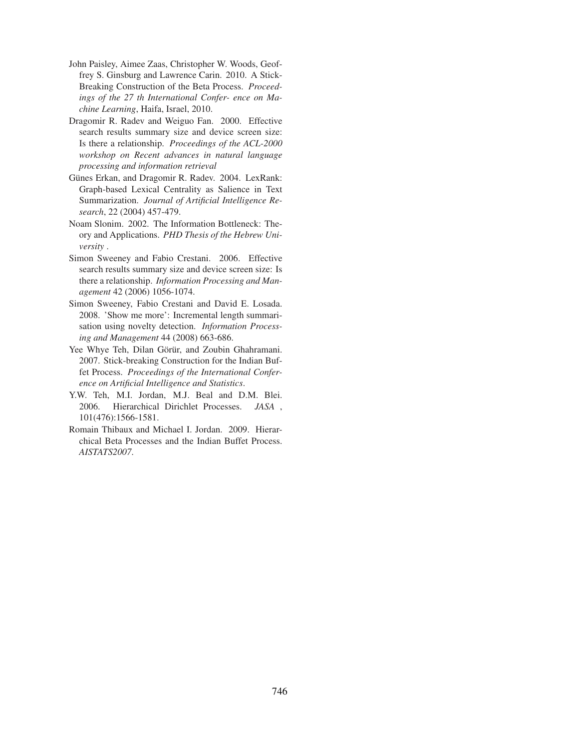John Paisley, Aimee Zaas, Christopher W. Woods, Geoffrey S. Ginsburg and Lawrence Carin. 2010. A Stick-Breaking Construction of the Beta Process. *Proceedings of the 27 th International Confer- ence on Machine Learning*, Haifa, Israel, 2010.

Dragomir R. Radev and Weiguo Fan. 2000. Effective search results summary size and device screen size: Is there a relationship. *Proceedings of the ACL-2000 workshop on Recent advances in natural language processing and information retrieval*

Günes Erkan, and Dragomir R. Radev. 2004. LexRank: Graph-based Lexical Centrality as Salience in Text Summarization. *Journal of Artificial Intelligence Research*, 22 (2004) 457-479.

Noam Slonim. 2002. The Information Bottleneck: Theory and Applications. *PHD Thesis of the Hebrew University* .

Simon Sweeney and Fabio Crestani. 2006. Effective search results summary size and device screen size: Is there a relationship. *Information Processing and Management* 42 (2006) 1056-1074.

Simon Sweeney, Fabio Crestani and David E. Losada. 2008. 'Show me more': Incremental length summarisation using novelty detection. *Information Processing and Management* 44 (2008) 663-686.

Yee Whye Teh, Dilan Görür, and Zoubin Ghahramani. 2007. Stick-breaking Construction for the Indian Buffet Process. *Proceedings of the International Conference on Artificial Intelligence and Statistics*.

Y.W. Teh, M.I. Jordan, M.J. Beal and D.M. Blei. 2006. Hierarchical Dirichlet Processes. *JASA* , 101(476):1566-1581.

Romain Thibaux and Michael I. Jordan. 2009. Hierarchical Beta Processes and the Indian Buffet Process. *AISTATS2007*.